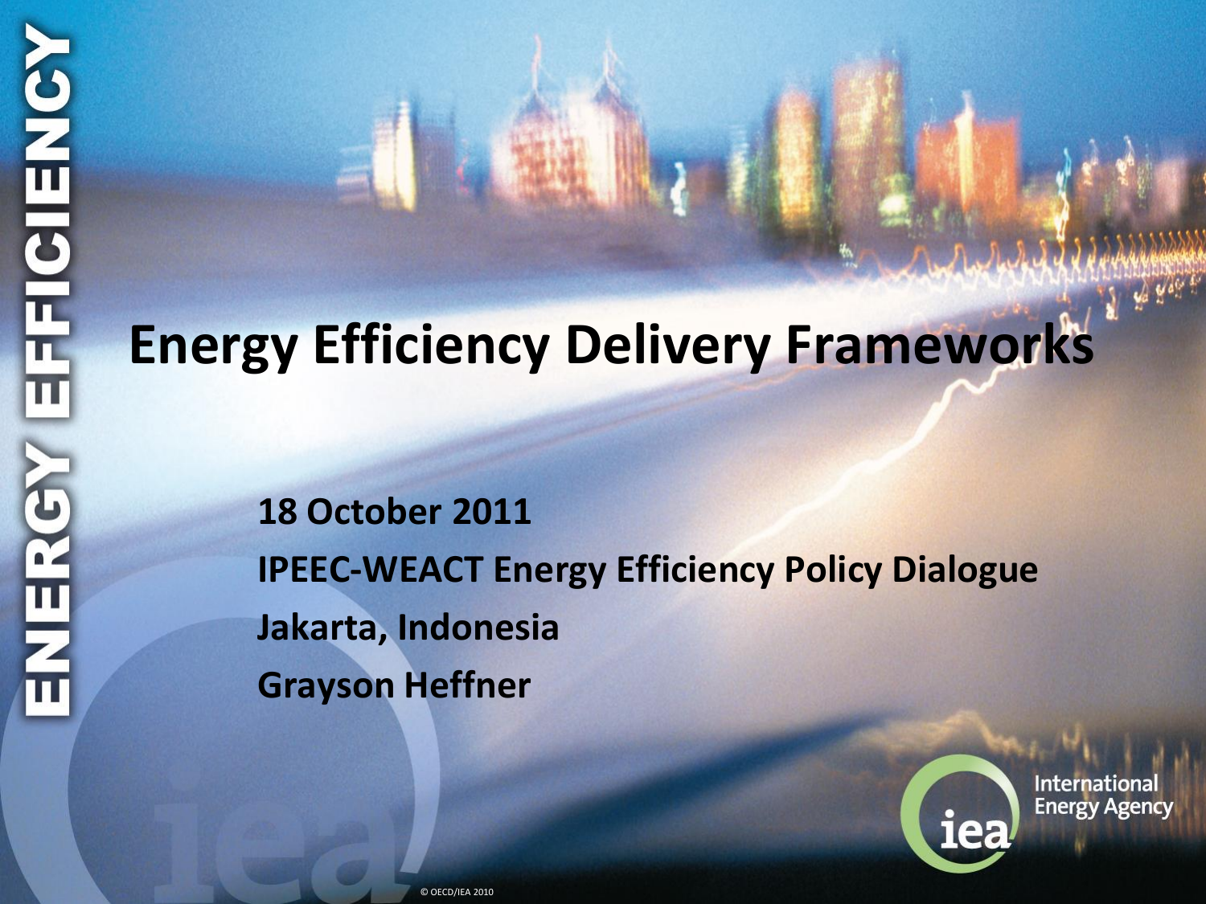# Energy Efficiency Delivery Frameworks

**18 October 2011**

**IPEEC-WEACT Energy Efficiency Policy Dialogue**

**Jakarta, Indonesia**

**Grayson Heffner**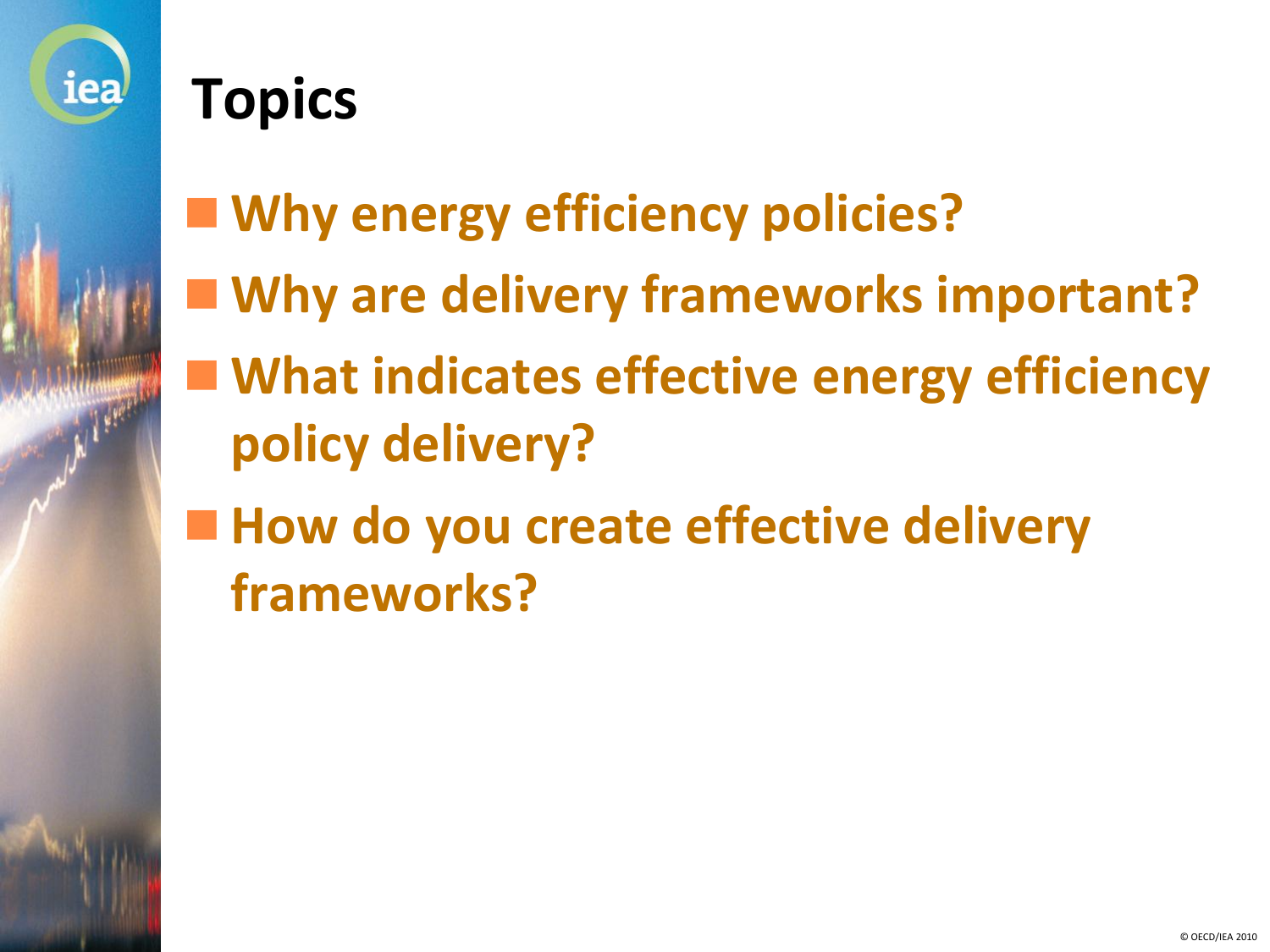# Topics

- **Why energy efficiency policies?**
- **Why are delivery frameworks important?**
- **What indicates effective energy efficiency policy delivery?**
- **How do you create effective delivery frameworks?**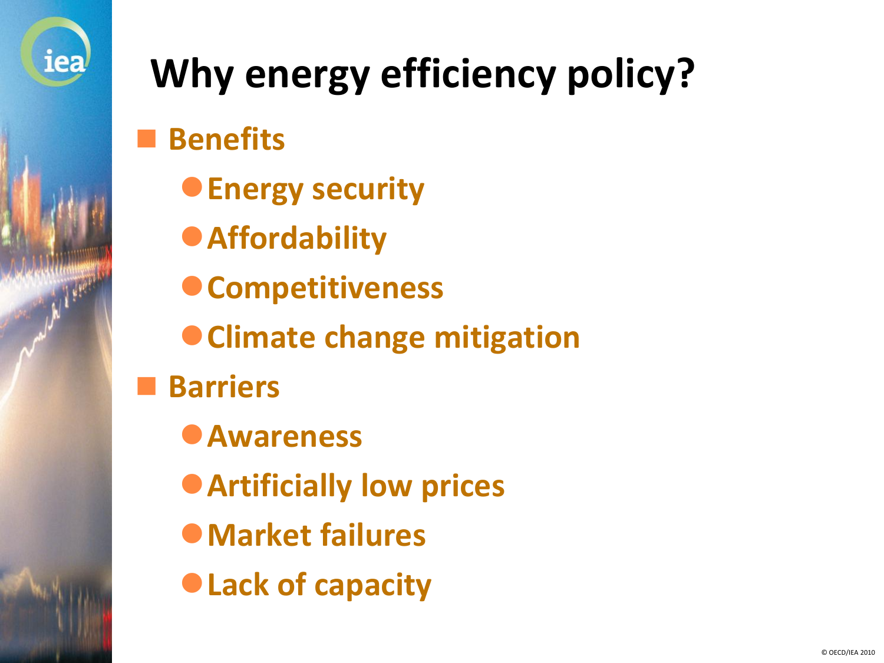# Why energy efficiency policy?

- **Benefits**
  - **Energy security**
  - **Affordability**
  - **Competitiveness**
  - **Climate change mitigation**
- **Barriers**
  - **Awareness**
  - **Artificially low prices**
  - **Market failures**
  - **Lack of capacity**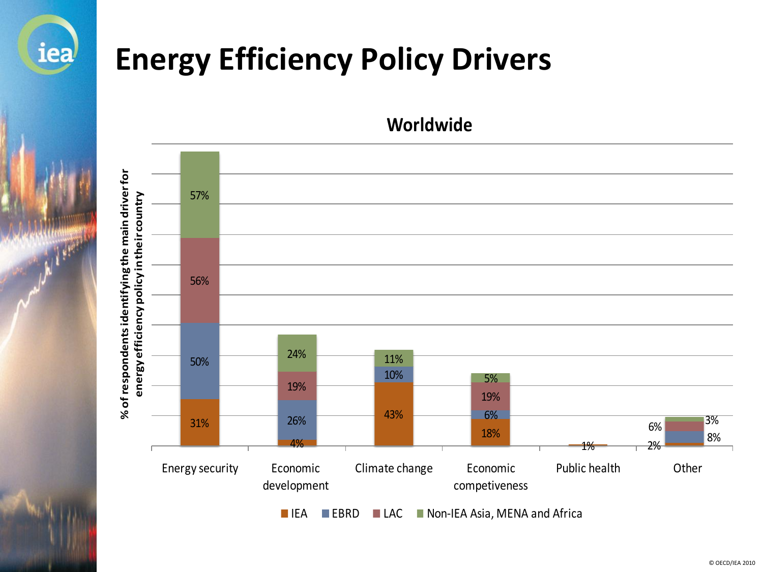# Energy Efficiency Policy Drivers

## Worldwide

% of respondents identifying the main driver for energy efficiency policy in their country

| | IEA | EBRD | LAC | Non-IEA Asia, MENA and Africa |
|---|---|---|---|---|
| Energy security | 31% | 50% | 56% | 57% |
| Economic development | 4% | 26% | 19% | 24% |
| Climate change | 43% | 10% | | 11% |
| Economic competiveness | 18% | 6% | 19% | 5% |
| Public health | 1% | | | |
| Other | 2% | 8% | 6% | 3% |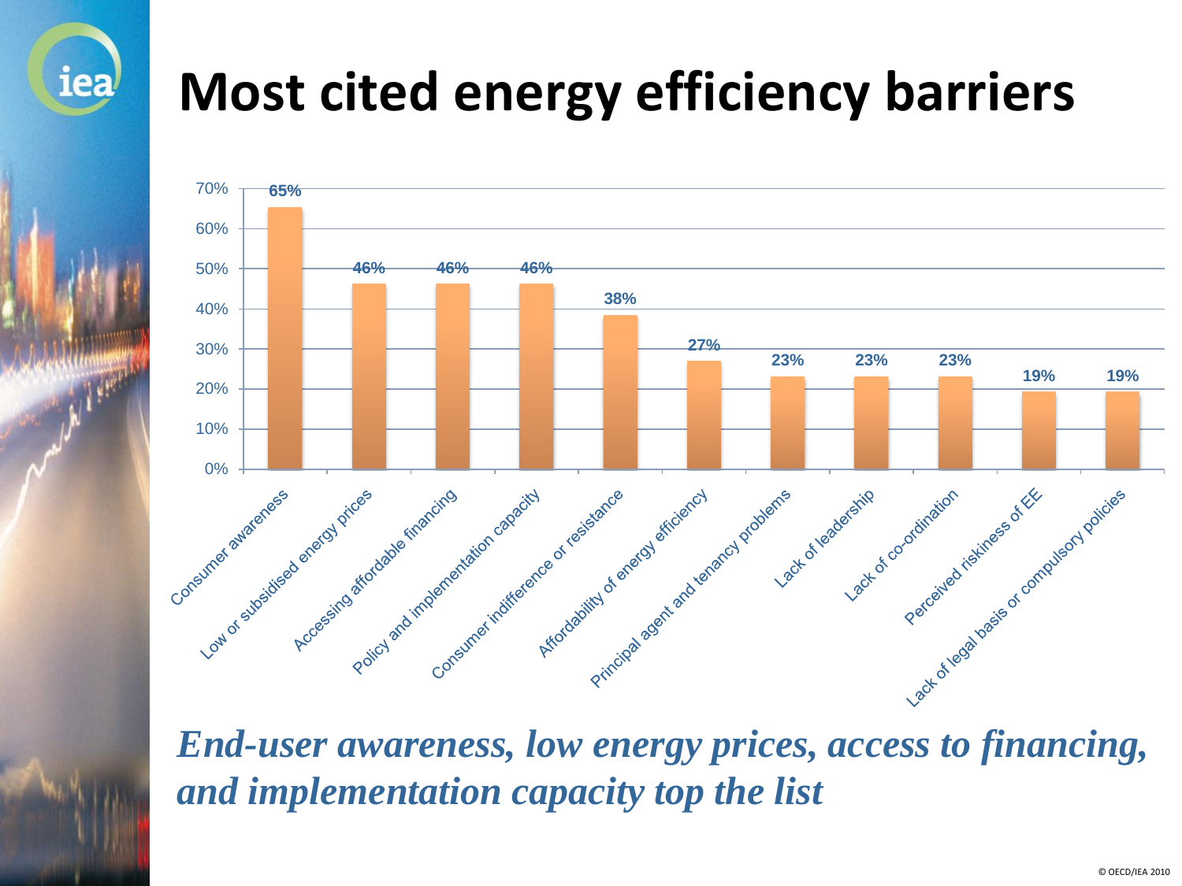# Most cited energy efficiency barriers

| Barrier | Share |
|---|---|
| Consumer awareness | 65% |
| Low or subsidised energy prices | 46% |
| Accessing affordable financing | 46% |
| Policy and implementation capacity | 46% |
| Consumer indifference or resistance | 38% |
| Affordability of energy efficiency | 27% |
| Principal agent and tenancy problems | 23% |
| Lack of leadership | 23% |
| Lack of co-ordination | 23% |
| Perceived riskiness of EE | 19% |
| Lack of legal basis or compulsory policies | 19% |

***End-user awareness, low energy prices, access to financing, and implementation capacity top the list***

© OECD/IEA 2010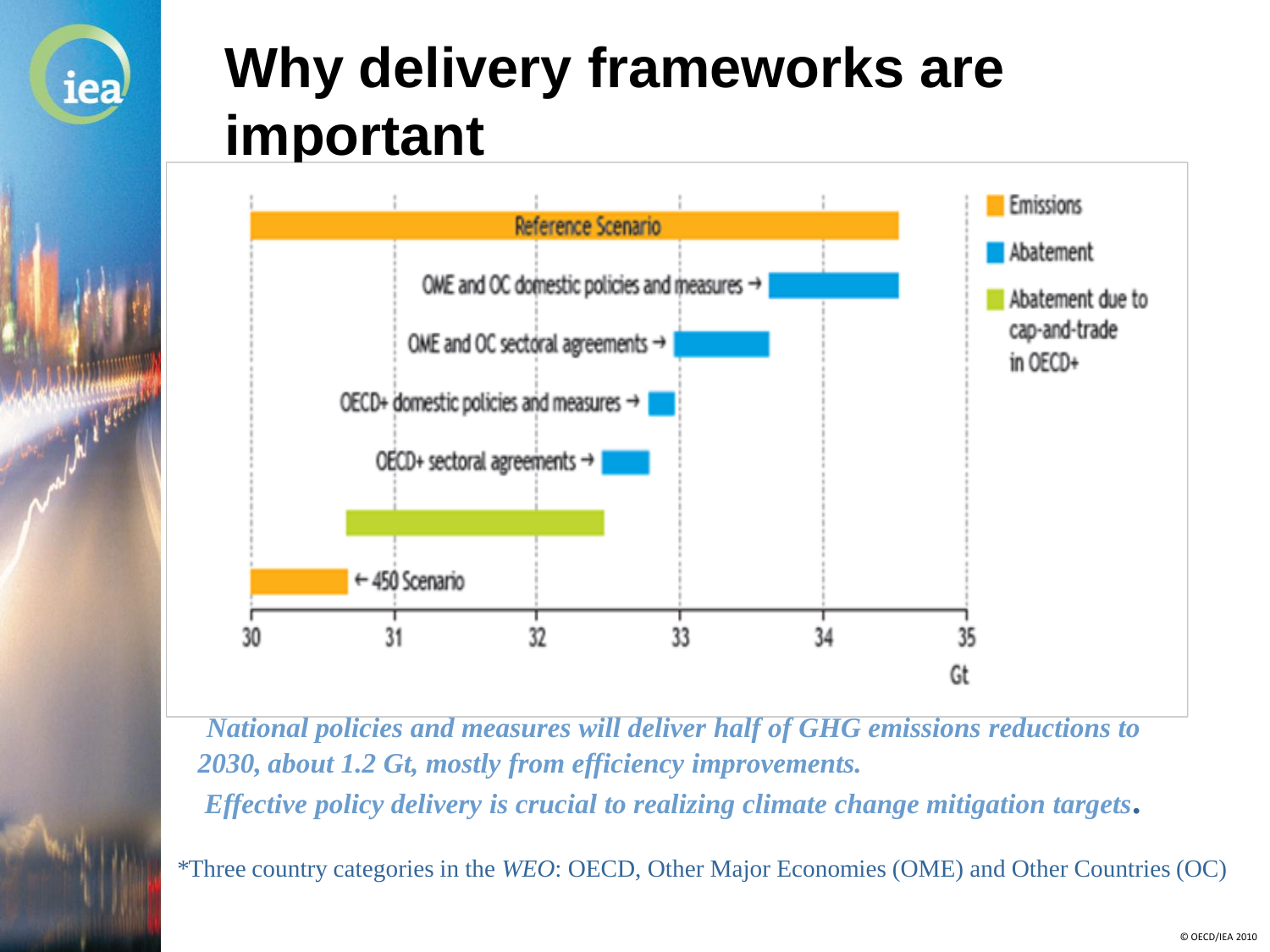# Why delivery frameworks are important

Emissions

Abatement

Abatement due to cap-and-trade in OECD+

Reference Scenario

OME and OC domestic policies and measures →

OME and OC sectoral agreements →

OECD+ domestic policies and measures →

OECD+ sectoral agreements →

← 450 Scenario

30 31 32 33 34 35

Gt

*National policies and measures will deliver half of GHG emissions reductions to 2030, about 1.2 Gt, mostly from efficiency improvements.*

*Effective policy delivery is crucial to realizing climate change mitigation targets.*

*Three country categories in the *WEO*: OECD, Other Major Economies (OME) and Other Countries (OC)

© OECD/IEA 2010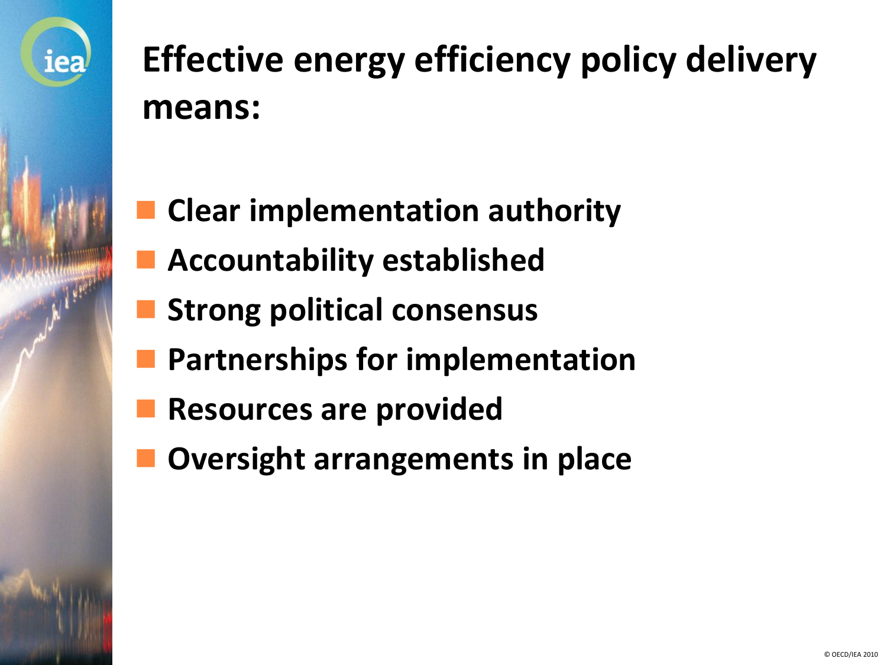# Effective energy efficiency policy delivery means:

- **Clear implementation authority**
- **Accountability established**
- **Strong political consensus**
- **Partnerships for implementation**
- **Resources are provided**
- **Oversight arrangements in place**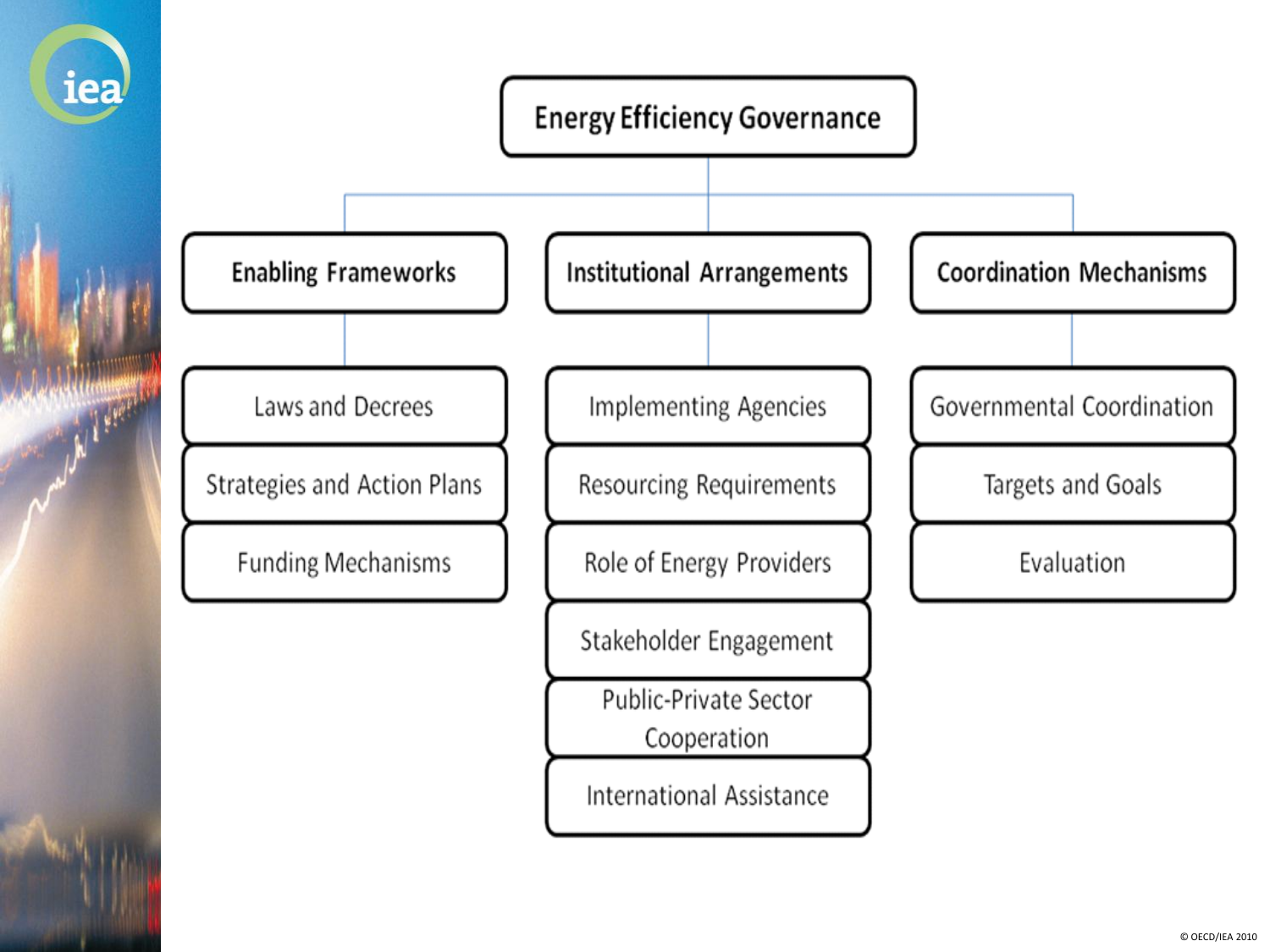# Energy Efficiency Governance

## Enabling Frameworks

- Laws and Decrees
- Strategies and Action Plans
- Funding Mechanisms

## Institutional Arrangements

- Implementing Agencies
- Resourcing Requirements
- Role of Energy Providers
- Stakeholder Engagement
- Public-Private Sector Cooperation
- International Assistance

## Coordination Mechanisms

- Governmental Coordination
- Targets and Goals
- Evaluation

© OECD/IEA 2010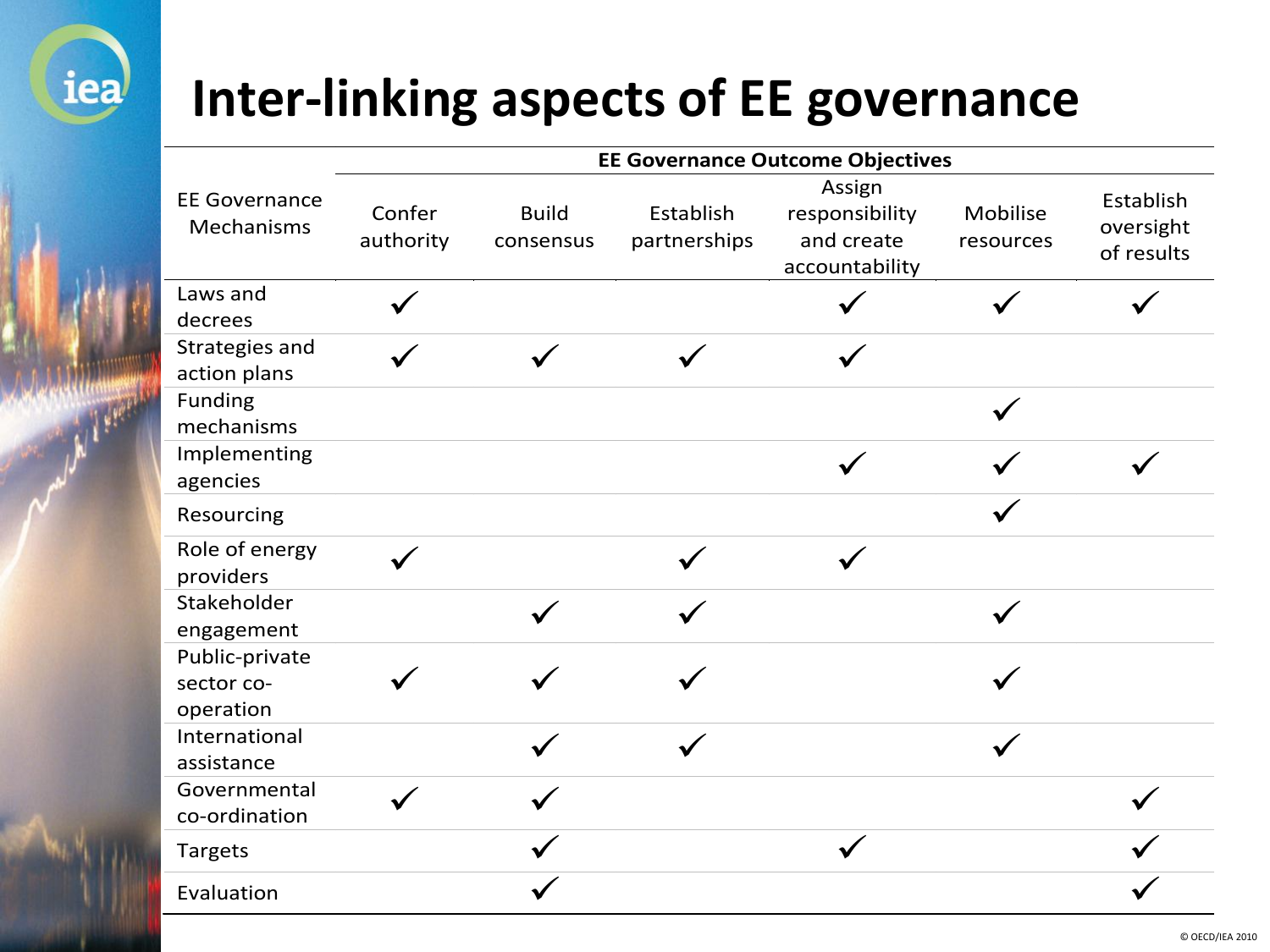# Inter-linking aspects of EE governance

| EE Governance Mechanisms | EE Governance Outcome Objectives | | | | | |
|---|---|---|---|---|---|---|
| | Confer authority | Build consensus | Establish partnerships | Assign responsibility and create accountability | Mobilise resources | Establish oversight of results |
| Laws and decrees | ✓ | | | ✓ | ✓ | ✓ |
| Strategies and action plans | ✓ | ✓ | ✓ | ✓ | | |
| Funding mechanisms | | | | | ✓ | |
| Implementing agencies | | | | ✓ | ✓ | ✓ |
| Resourcing | | | | | ✓ | |
| Role of energy providers | ✓ | | ✓ | ✓ | | |
| Stakeholder engagement | | ✓ | ✓ | | ✓ | |
| Public-private sector co-operation | ✓ | ✓ | ✓ | | ✓ | |
| International assistance | | ✓ | ✓ | | ✓ | |
| Governmental co-ordination | ✓ | ✓ | | | | ✓ |
| Targets | | ✓ | | ✓ | | ✓ |
| Evaluation | | ✓ | | | | ✓ |

© OECD/IEA 2010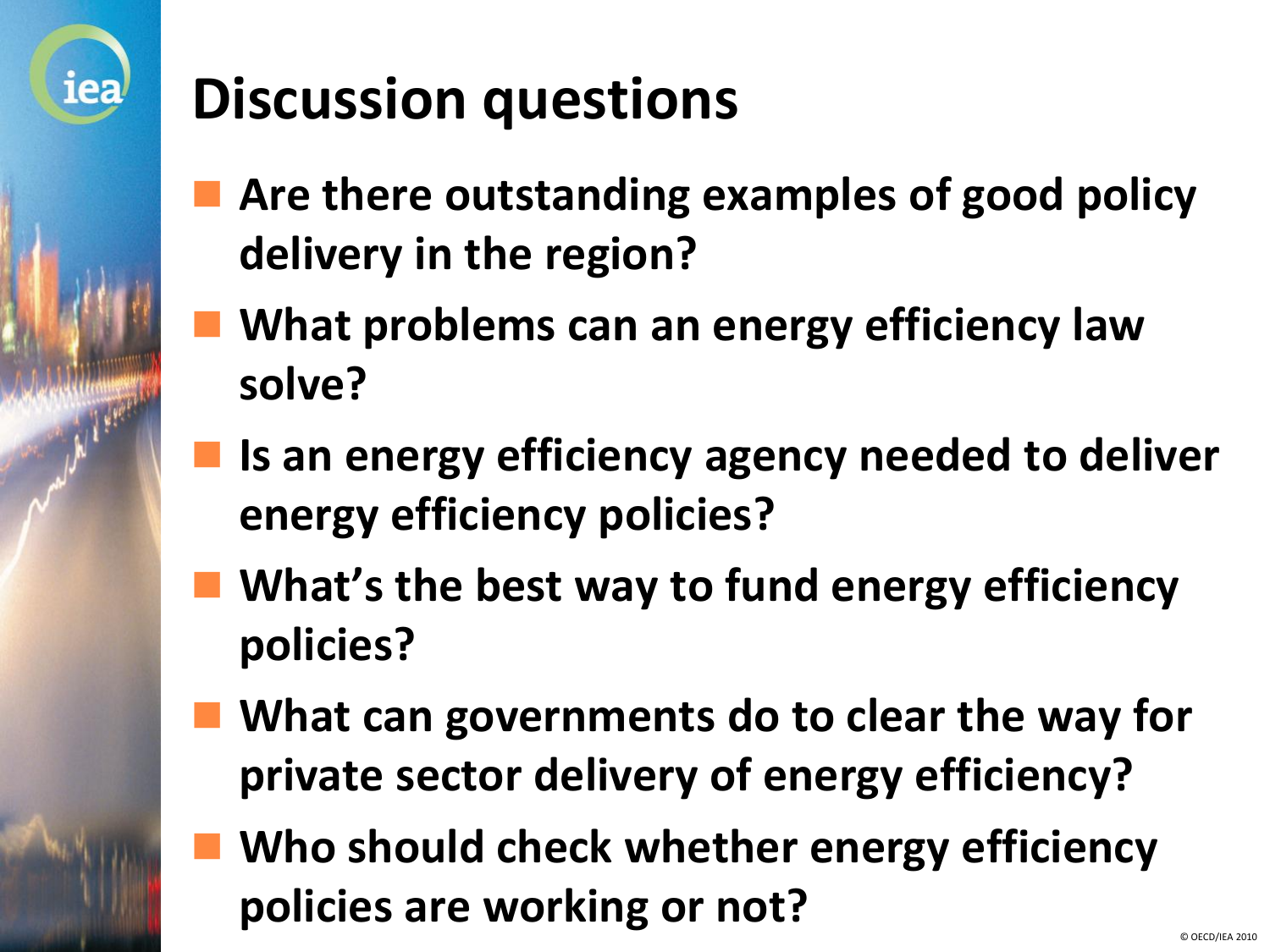# Discussion questions

- Are there outstanding examples of good policy delivery in the region?
- What problems can an energy efficiency law solve?
- Is an energy efficiency agency needed to deliver energy efficiency policies?
- What's the best way to fund energy efficiency policies?
- What can governments do to clear the way for private sector delivery of energy efficiency?
- Who should check whether energy efficiency policies are working or not?

© OECD/IEA 2010